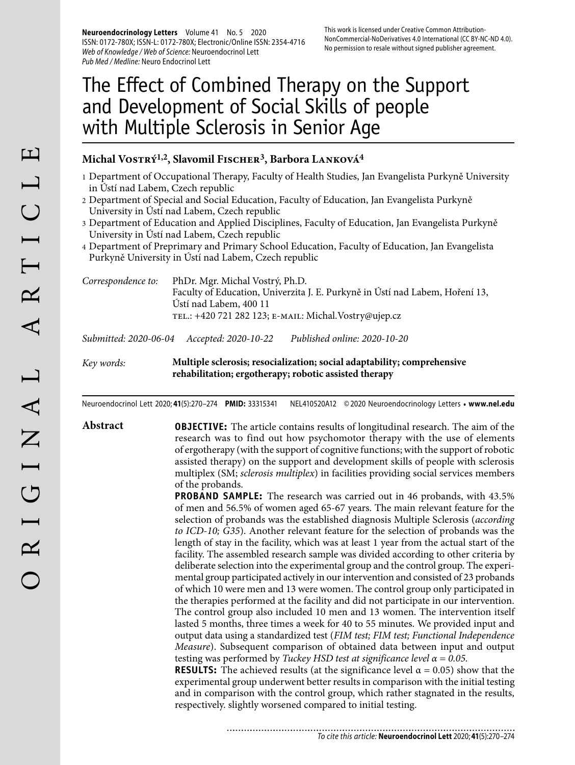# The Effect of Combined Therapy on the Support and Development of Social Skills of people with Multiple Sclerosis in Senior Age

**Michal Vostrý[1,2], Slavomil Fischer[3], Barbora Lanková[4]**

1 Department of Occupational Therapy, Faculty of Health Studies, Jan Evangelista Purkyně University in Ústí nad Labem, Czech republic
2 Department of Special and Social Education, Faculty of Education, Jan Evangelista Purkyně University in Ústí nad Labem, Czech republic
3 Department of Education and Applied Disciplines, Faculty of Education, Jan Evangelista Purkyně University in Ústí nad Labem, Czech republic
4 Department of Preprimary and Primary School Education, Faculty of Education, Jan Evangelista Purkyně University in Ústí nad Labem, Czech republic

*Correspondence to:* PhDr. Mgr. Michal Vostrý, Ph.D.
Faculty of Education, Univerzita J. E. Purkyně in Ústí nad Labem, Hoření 13, Ústí nad Labem, 400 11
tel.: +420 721 282 123; e-mail: Michal.Vostry@ujep.cz

*Submitted: 2020-06-04* *Accepted: 2020-10-22* *Published online: 2020-10-20*

*Key words:* **Multiple sclerosis; resocialization; social adaptability; comprehensive rehabilitation; ergotherapy; robotic assisted therapy**

Neuroendocrinol Lett 2020; **41**(5):270–274 **PMID:** 33315341 NEL410520A12 © 2020 Neuroendocrinology Letters • **www.nel.edu**

## Abstract

**OBJECTIVE:** The article contains results of longitudinal research. The aim of the research was to find out how psychomotor therapy with the use of elements of ergotherapy (with the support of cognitive functions; with the support of robotic assisted therapy) on the support and development skills of people with sclerosis multiplex (SM; *sclerosis multiplex*) in facilities providing social services members of the probands.

**PROBAND SAMPLE:** The research was carried out in 46 probands, with 43.5% of men and 56.5% of women aged 65-67 years. The main relevant feature for the selection of probands was the established diagnosis Multiple Sclerosis (*according to ICD-10; G35*). Another relevant feature for the selection of probands was the length of stay in the facility, which was at least 1 year from the actual start of the facility. The assembled research sample was divided according to other criteria by deliberate selection into the experimental group and the control group. The experimental group participated actively in our intervention and consisted of 23 probands of which 10 were men and 13 were women. The control group only participated in the therapies performed at the facility and did not participate in our intervention. The control group also included 10 men and 13 women. The intervention itself lasted 5 months, three times a week for 40 to 55 minutes. We provided input and output data using a standardized test (*FIM test; FIM test; Functional Independence Measure*). Subsequent comparison of obtained data between input and output testing was performed by *Tuckey HSD test at significance level $\alpha = 0.05$.*

**RESULTS:** The achieved results (at the significance level $\alpha = 0.05$) show that the experimental group underwent better results in comparison with the initial testing and in comparison with the control group, which rather stagnated in the results, respectively. slightly worsened compared to initial testing.

*To cite this article:* **Neuroendocrinol Lett** 2020; **41**(5):270–274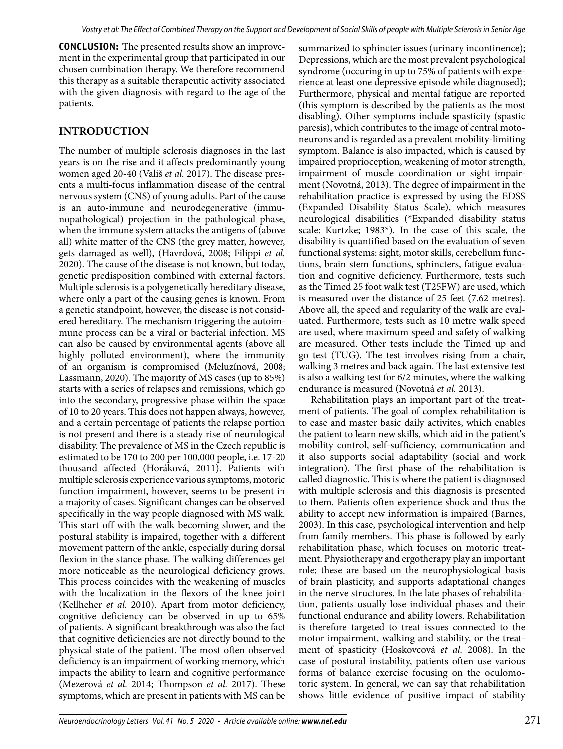**CONCLUSION:** The presented results show an improvement in the experimental group that participated in our chosen combination therapy. We therefore recommend this therapy as a suitable therapeutic activity associated with the given diagnosis with regard to the age of the patients.

## INTRODUCTION

The number of multiple sclerosis diagnoses in the last years is on the rise and it affects predominantly young women aged 20-40 (Vališ *et al.* 2017). The disease presents a multi-focus inflammation disease of the central nervous system (CNS) of young adults. Part of the cause is an auto-immune and neurodegenerative (immunopathological) projection in the pathological phase, when the immune system attacks the antigens of (above all) white matter of the CNS (the grey matter, however, gets damaged as well), (Havrdová, 2008; Filippi *et al.* 2020). The cause of the disease is not known, but today, genetic predisposition combined with external factors. Multiple sclerosis is a polygenetically hereditary disease, where only a part of the causing genes is known. From a genetic standpoint, however, the disease is not considered hereditary. The mechanism triggering the autoimmune process can be a viral or bacterial infection. MS can also be caused by environmental agents (above all highly polluted environment), where the immunity of an organism is compromised (Meluzínová, 2008; Lassmann, 2020). The majority of MS cases (up to 85%) starts with a series of relapses and remissions, which go into the secondary, progressive phase within the space of 10 to 20 years. This does not happen always, however, and a certain percentage of patients the relapse portion is not present and there is a steady rise of neurological disability. The prevalence of MS in the Czech republic is estimated to be 170 to 200 per 100,000 people, i.e. 17-20 thousand affected (Horáková, 2011). Patients with multiple sclerosis experience various symptoms, motoric function impairment, however, seems to be present in a majority of cases. Significant changes can be observed specifically in the way people diagnosed with MS walk. This start off with the walk becoming slower, and the postural stability is impaired, together with a different movement pattern of the ankle, especially during dorsal flexion in the stance phase. The walking differences get more noticeable as the neurological deficiency grows. This process coincides with the weakening of muscles with the localization in the flexors of the knee joint (Kellheher *et al.* 2010). Apart from motor deficiency, cognitive deficiency can be observed in up to 65% of patients. A significant breakthrough was also the fact that cognitive deficiencies are not directly bound to the physical state of the patient. The most often observed deficiency is an impairment of working memory, which impacts the ability to learn and cognitive performance (Mezerová *et al.* 2014; Thompson *et al.* 2017). These symptoms, which are present in patients with MS can be summarized to sphincter issues (urinary incontinence); Depressions, which are the most prevalent psychological syndrome (occuring in up to 75% of patients with experience at least one depressive episode while diagnosed); Furthermore, physical and mental fatigue are reported (this symptom is described by the patients as the most disabling). Other symptoms include spasticity (spastic paresis), which contributes to the image of central motoneurons and is regarded as a prevalent mobility-limiting symptom. Balance is also impacted, which is caused by impaired proprioception, weakening of motor strength, impairment of muscle coordination or sight impairment (Novotná, 2013). The degree of impairment in the rehabilitation practice is expressed by using the EDSS (Expanded Disability Status Scale), which measures neurological disabilities (*Expanded disability status scale: Kurtzke; 1983*). In the case of this scale, the disability is quantified based on the evaluation of seven functional systems: sight, motor skills, cerebellum functions, brain stem functions, sphincters, fatigue evaluation and cognitive deficiency. Furthermore, tests such as the Timed 25 foot walk test (T25FW) are used, which is measured over the distance of 25 feet (7.62 metres). Above all, the speed and regularity of the walk are evaluated. Furthermore, tests such as 10 metre walk speed are used, where maximum speed and safety of walking are measured. Other tests include the Timed up and go test (TUG). The test involves rising from a chair, walking 3 metres and back again. The last extensive test is also a walking test for 6/2 minutes, where the walking endurance is measured (Novotná *et al.* 2013).

Rehabilitation plays an important part of the treatment of patients. The goal of complex rehabilitation is to ease and master basic daily activites, which enables the patient to learn new skills, which aid in the patient's mobility control, self-sufficiency, communication and it also supports social adaptability (social and work integration). The first phase of the rehabilitation is called diagnostic. This is where the patient is diagnosed with multiple sclerosis and this diagnosis is presented to them. Patients often experience shock and thus the ability to accept new information is impaired (Barnes, 2003). In this case, psychological intervention and help from family members. This phase is followed by early rehabilitation phase, which focuses on motoric treatment. Physiotherapy and ergotherapy play an important role; these are based on the neurophysiological basis of brain plasticity, and supports adaptational changes in the nerve structures. In the late phases of rehabilitation, patients usually lose individual phases and their functional endurance and ability lowers. Rehabilitation is therefore targeted to treat issues connected to the motor impairment, walking and stability, or the treatment of spasticity (Hoskovcová *et al.* 2008). In the case of postural instability, patients often use various forms of balance exercise focusing on the oculomotoric system. In general, we can say that rehabilitation shows little evidence of positive impact of stability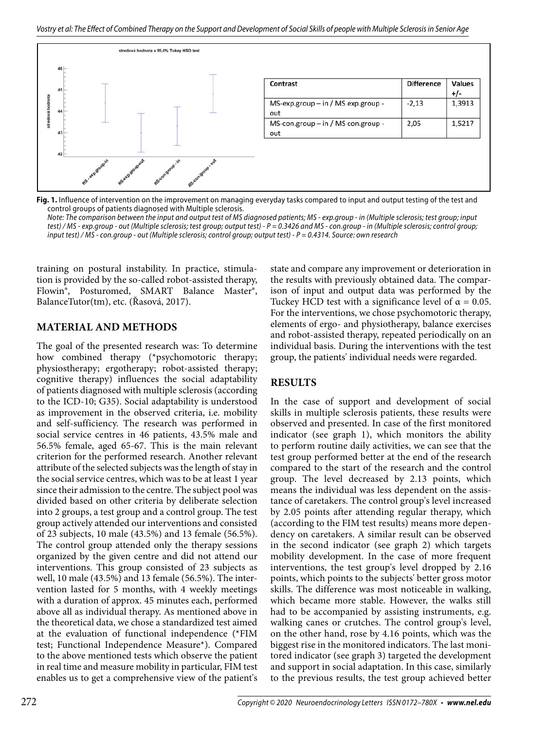| Contrast | Difference | Values +/- |
| --- | --- | --- |
| MS-exp.group – in / MS exp.group - out | -2,13 | 1,3913 |
| MS-con.group – in / MS con.group - out | 2,05 | 1,5217 |

**Fig. 1.** Influence of intervention on the improvement on managing everyday tasks compared to input and output testing of the test and control groups of patients diagnosed with Multiple sclerosis.
*Note: The comparison between the input and output test of MS diagnosed patients; MS - exp.group - in (Multiple sclerosis; test group; input test) / MS - exp.group - out (Multiple sclerosis; test group; output test) - P = 0.3426 and MS - con.group - in (Multiple sclerosis; control group; input test) / MS - con.group - out (Multiple sclerosis; control group; output test) - P = 0.4314. Source: own research*

training on postural instability. In practice, stimulation is provided by the so-called robot-assisted therapy, Flowin®, Posturomed, SMART Balance Master®, BalanceTutor(tm), etc. (Řasová, 2017).

## MATERIAL AND METHODS

The goal of the presented research was: To determine how combined therapy (*psychomotoric therapy; physiostherapy; ergotherapy; robot-assisted therapy; cognitive therapy) influences the social adaptability of patients diagnosed with multiple sclerosis (according to the ICD-10; G35). Social adaptability is understood as improvement in the observed criteria, i.e. mobility and self-sufficiency. The research was performed in social service centres in 46 patients, 43.5% male and 56.5% female, aged 65-67. This is the main relevant criterion for the performed research. Another relevant attribute of the selected subjects was the length of stay in the social service centres, which was to be at least 1 year since their admission to the centre. The subject pool was divided based on other criteria by deliberate selection into 2 groups, a test group and a control group. The test group actively attended our interventions and consisted of 23 subjects, 10 male (43.5%) and 13 female (56.5%). The control group attended only the therapy sessions organized by the given centre and did not attend our interventions. This group consisted of 23 subjects as well, 10 male (43.5%) and 13 female (56.5%). The intervention lasted for 5 months, with 4 weekly meetings with a duration of approx. 45 minutes each, performed above all as individual therapy. As mentioned above in the theoretical data, we chose a standardized test aimed at the evaluation of functional independence (*FIM test; Functional Independence Measure*). Compared to the above mentioned tests which observe the patient in real time and measure mobility in particular, FIM test enables us to get a comprehensive view of the patient's state and compare any improvement or deterioration in the results with previously obtained data. The comparison of input and output data was performed by the Tuckey HCD test with a significance level of $\alpha = 0.05$. For the interventions, we chose psychomotoric therapy, elements of ergo- and physiotherapy, balance exercises and robot-assisted therapy, repeated periodically on an individual basis. During the interventions with the test group, the patients' individual needs were regarded.

## RESULTS

In the case of support and development of social skills in multiple sclerosis patients, these results were observed and presented. In case of the first monitored indicator (see graph 1), which monitors the ability to perform routine daily activities, we can see that the test group performed better at the end of the research compared to the start of the research and the control group. The level decreased by 2.13 points, which means the individual was less dependent on the assistance of caretakers. The control group's level increased by 2.05 points after attending regular therapy, which (according to the FIM test results) means more dependency on caretakers. A similar result can be observed in the second indicator (see graph 2) which targets mobility development. In the case of more frequent interventions, the test group's level dropped by 2.16 points, which points to the subjects' better gross motor skills. The difference was most noticeable in walking, which became more stable. However, the walks still had to be accompanied by assisting instruments, e.g. walking canes or crutches. The control group's level, on the other hand, rose by 4.16 points, which was the biggest rise in the monitored indicators. The last monitored indicator (see graph 3) targeted the development and support in social adaptation. In this case, similarly to the previous results, the test group achieved better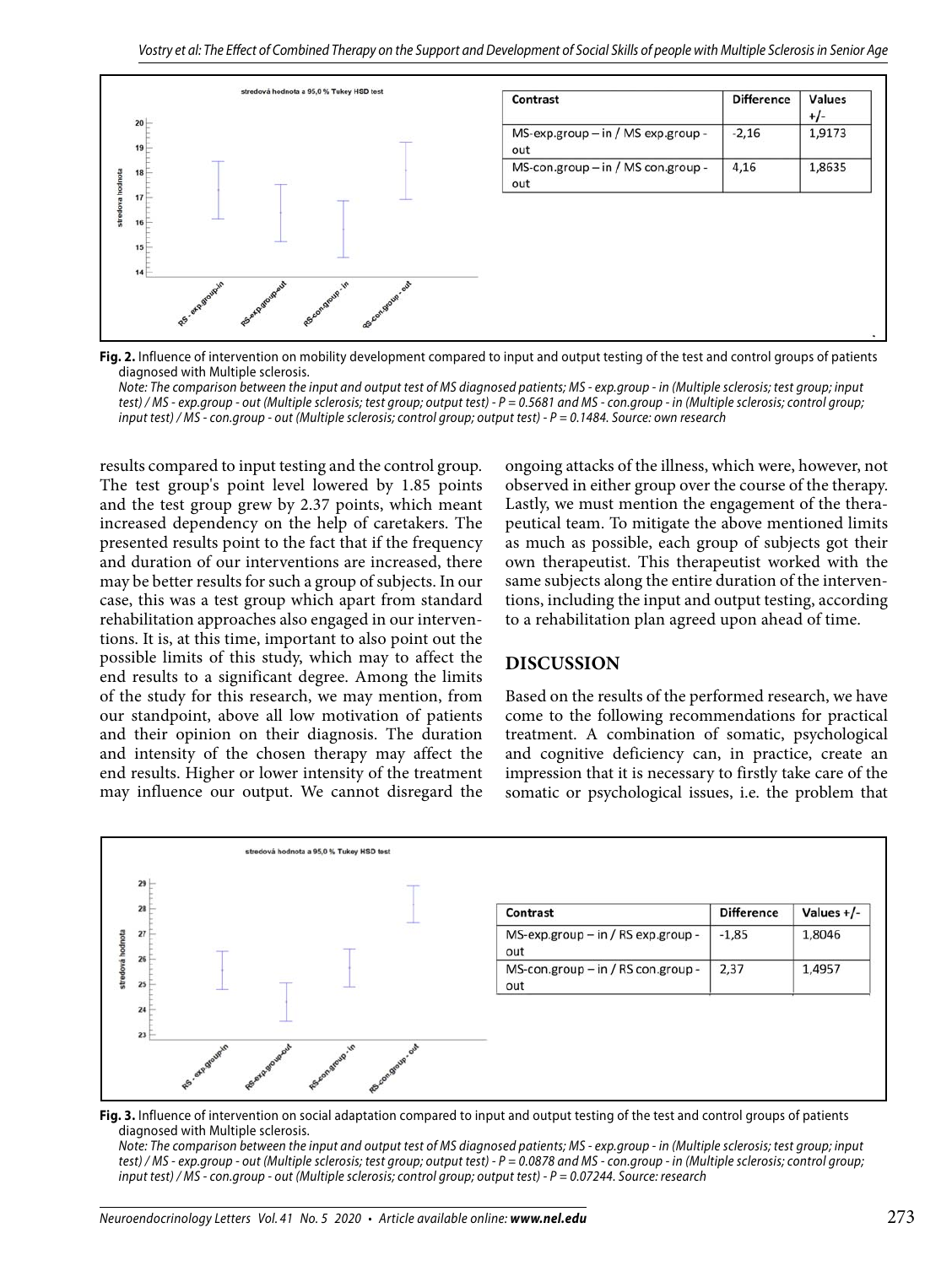| Contrast | Difference | Values +/- |
| --- | --- | --- |
| MS-exp.group – in / MS exp.group - out | -2,16 | 1,9173 |
| MS-con.group – in / MS con.group - out | 4,16 | 1,8635 |

**Fig. 2.** Influence of intervention on mobility development compared to input and output testing of the test and control groups of patients diagnosed with Multiple sclerosis.
*Note: The comparison between the input and output test of MS diagnosed patients; MS - exp.group - in (Multiple sclerosis; test group; input test) / MS - exp.group - out (Multiple sclerosis; test group; output test) - P = 0.5681 and MS - con.group - in (Multiple sclerosis; control group; input test) / MS - con.group - out (Multiple sclerosis; control group; output test) - P = 0.1484. Source: own research*

results compared to input testing and the control group. The test group's point level lowered by 1.85 points and the test group grew by 2.37 points, which meant increased dependency on the help of caretakers. The presented results point to the fact that if the frequency and duration of our interventions are increased, there may be better results for such a group of subjects. In our case, this was a test group which apart from standard rehabilitation approaches also engaged in our interventions. It is, at this time, important to also point out the possible limits of this study, which may to affect the end results to a significant degree. Among the limits of the study for this research, we may mention, from our standpoint, above all low motivation of patients and their opinion on their diagnosis. The duration and intensity of the chosen therapy may affect the end results. Higher or lower intensity of the treatment may influence our output. We cannot disregard the ongoing attacks of the illness, which were, however, not observed in either group over the course of the therapy. Lastly, we must mention the engagement of the therapeutical team. To mitigate the above mentioned limits as much as possible, each group of subjects got their own therapeutist. This therapeutist worked with the same subjects along the entire duration of the interventions, including the input and output testing, according to a rehabilitation plan agreed upon ahead of time.

## DISCUSSION

Based on the results of the performed research, we have come to the following recommendations for practical treatment. A combination of somatic, psychological and cognitive deficiency can, in practice, create an impression that it is necessary to firstly take care of the somatic or psychological issues, i.e. the problem that

| Contrast | Difference | Values +/- |
| --- | --- | --- |
| MS-exp.group – in / RS exp.group - out | -1,85 | 1,8046 |
| MS-con.group – in / RS con.group - out | 2,37 | 1,4957 |

**Fig. 3.** Influence of intervention on social adaptation compared to input and output testing of the test and control groups of patients diagnosed with Multiple sclerosis.
*Note: The comparison between the input and output test of MS diagnosed patients; MS - exp.group - in (Multiple sclerosis; test group; input test) / MS - exp.group - out (Multiple sclerosis; test group; output test) - P = 0.0878 and MS - con.group - in (Multiple sclerosis; control group; input test) / MS - con.group - out (Multiple sclerosis; control group; output test) - P = 0.07244. Source: research*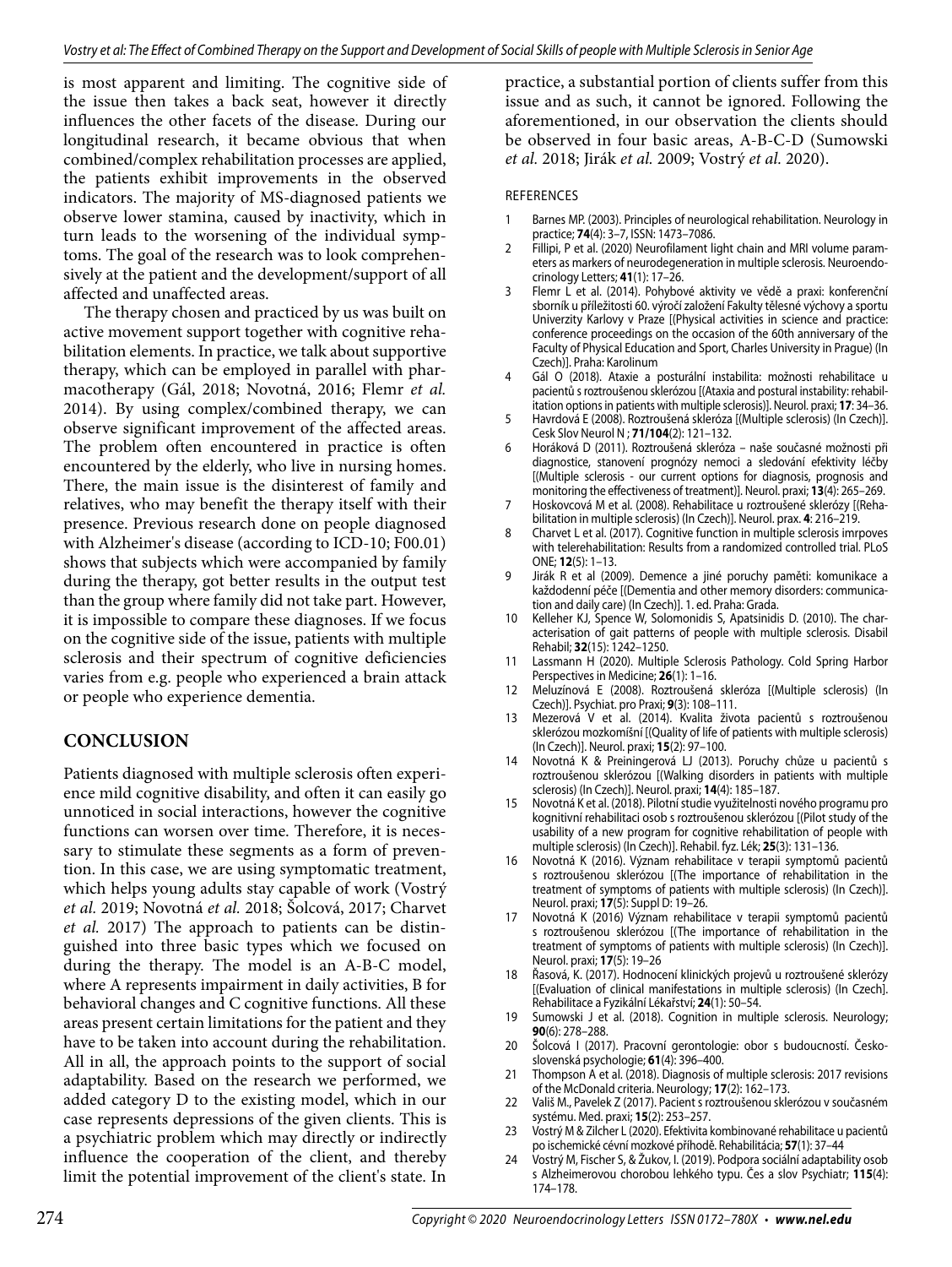is most apparent and limiting. The cognitive side of the issue then takes a back seat, however it directly influences the other facets of the disease. During our longitudinal research, it became obvious that when combined/complex rehabilitation processes are applied, the patients exhibit improvements in the observed indicators. The majority of MS-diagnosed patients we observe lower stamina, caused by inactivity, which in turn leads to the worsening of the individual symptoms. The goal of the research was to look comprehensively at the patient and the development/support of all affected and unaffected areas.

The therapy chosen and practiced by us was built on active movement support together with cognitive rehabilitation elements. In practice, we talk about supportive therapy, which can be employed in parallel with pharmacotherapy (Gál, 2018; Novotná, 2016; Flemr *et al.* 2014). By using complex/combined therapy, we can observe significant improvement of the affected areas. The problem often encountered in practice is often encountered by the elderly, who live in nursing homes. There, the main issue is the disinterest of family and relatives, who may benefit the therapy itself with their presence. Previous research done on people diagnosed with Alzheimer's disease (according to ICD-10; F00.01) shows that subjects which were accompanied by family during the therapy, got better results in the output test than the group where family did not take part. However, it is impossible to compare these diagnoses. If we focus on the cognitive side of the issue, patients with multiple sclerosis and their spectrum of cognitive deficiencies varies from e.g. people who experienced a brain attack or people who experience dementia.

## CONCLUSION

Patients diagnosed with multiple sclerosis often experience mild cognitive disability, and often it can easily go unnoticed in social interactions, however the cognitive functions can worsen over time. Therefore, it is necessary to stimulate these segments as a form of prevention. In this case, we are using symptomatic treatment, which helps young adults stay capable of work (Vostrý *et al.* 2019; Novotná *et al.* 2018; Šolcová, 2017; Charvet *et al.* 2017) The approach to patients can be distinguished into three basic types which we focused on during the therapy. The model is an A-B-C model, where A represents impairment in daily activities, B for behavioral changes and C cognitive functions. All these areas present certain limitations for the patient and they have to be taken into account during the rehabilitation. All in all, the approach points to the support of social adaptability. Based on the research we performed, we added category D to the existing model, which in our case represents depressions of the given clients. This is a psychiatric problem which may directly or indirectly influence the cooperation of the client, and thereby limit the potential improvement of the client's state. In practice, a substantial portion of clients suffer from this issue and as such, it cannot be ignored. Following the aforementioned, in our observation the clients should be observed in four basic areas, A-B-C-D (Sumowski *et al.* 2018; Jirák *et al.* 2009; Vostrý *et al.* 2020).

### REFERENCES

1. Barnes MP. (2003). Principles of neurological rehabilitation. Neurology in practice; **74**(4): 3–7, ISSN: 1473–7086.
2. Fillipi, P et al. (2020) Neurofilament light chain and MRI volume parameters as markers of neurodegeneration in multiple sclerosis. Neuroendocrinology Letters; **41**(1): 17–26.
3. Flemr L et al. (2014). Pohybové aktivity ve vědě a praxi: konferenční sborník u příležitosti 60. výročí založení Fakulty tělesné výchovy a sportu Univerzity Karlovy v Praze [(Physical activities in science and practice: conference proceedings on the occasion of the 60th anniversary of the Faculty of Physical Education and Sport, Charles University in Prague) (In Czech)]. Praha: Karolinum
4. Gál O (2018). Ataxie a posturální instabilita: možnosti rehabilitace u pacientů s roztroušenou sklerózou [(Ataxia and postural instability: rehabilitation options in patients with multiple sclerosis)]. Neurol. praxi; **17**: 34–36.
5. Havrdová E (2008). Roztroušená skleróza [(Multiple sclerosis) (In Czech)]. Cesk Slov Neurol N ; **71/104**(2): 121–132.
6. Horáková D (2011). Roztroušená skleróza – naše současné možnosti při diagnostice, stanovení prognózy nemoci a sledování efektivity léčby [(Multiple sclerosis - our current options for diagnosis, prognosis and monitoring the effectiveness of treatment)]. Neurol. praxi; **13**(4): 265–269.
7. Hoskovcová M et al. (2008). Rehabilitace u roztroušené sklerózy [(Rehabilitation in multiple sclerosis) (In Czech)]. Neurol. prax. **4**: 216–219.
8. Charvet L et al. (2017). Cognitive function in multiple sclerosis imrpoves with telerehabilitation: Results from a randomized controlled trial. PLoS ONE; **12**(5): 1–13.
9. Jirák R et al (2009). Demence a jiné poruchy paměti: komunikace a každodenní péče [(Dementia and other memory disorders: communication and daily care) (In Czech)]. 1. ed. Praha: Grada.
10. Kelleher KJ, Spence W, Solomonidis S, Apatsinidis D. (2010). The characterisation of gait patterns of people with multiple sclerosis. Disabil Rehabil; **32**(15): 1242–1250.
11. Lassmann H (2020). Multiple Sclerosis Pathology. Cold Spring Harbor Perspectives in Medicine; **26**(1): 1–16.
12. Meluzínová E (2008). Roztroušená skleróza [(Multiple sclerosis) (In Czech)]. Psychiat. pro Praxi; **9**(3): 108–111.
13. Mezerová V et al. (2014). Kvalita života pacientů s roztroušenou sklerózou mozkomíšní [(Quality of life of patients with multiple sclerosis) (In Czech)]. Neurol. praxi; **15**(2): 97–100.
14. Novotná K & Preiningerová LJ (2013). Poruchy chůze u pacientů s roztroušenou sklerózou [(Walking disorders in patients with multiple sclerosis) (In Czech)]. Neurol. praxi; **14**(4): 185–187.
15. Novotná K et al. (2018). Pilotní studie využitelnosti nového programu pro kognitivní rehabilitaci osob s roztroušenou sklerózou [(Pilot study of the usability of a new program for cognitive rehabilitation of people with multiple sclerosis) (In Czech)]. Rehabil. fyz. Lék; **25**(3): 131–136.
16. Novotná K (2016). Význam rehabilitace v terapii symptomů pacientů s roztroušenou sklerózou [(The importance of rehabilitation in the treatment of symptoms of patients with multiple sclerosis) (In Czech)]. Neurol. praxi; **17**(5): Suppl D: 19–26.
17. Novotná K (2016) Význam rehabilitace v terapii symptomů pacientů s roztroušenou sklerózou [(The importance of rehabilitation in the treatment of symptoms of patients with multiple sclerosis) (In Czech)]. Neurol. praxi; **17**(5): 19–26
18. Řasová, K. (2017). Hodnocení klinických projevů u roztroušené sklerózy [(Evaluation of clinical manifestations in multiple sclerosis) (In Czech]. Rehabilitace a Fyzikální Lékařství; **24**(1): 50–54.
19. Sumowski J et al. (2018). Cognition in multiple sclerosis. Neurology; **90**(6): 278–288.
20. Šolcová I (2017). Pracovní gerontologie: obor s budoucností. Československá psychologie; **61**(4): 396–400.
21. Thompson A et al. (2018). Diagnosis of multiple sclerosis: 2017 revisions of the McDonald criteria. Neurology; **17**(2): 162–173.
22. Vališ M., Pavelek Z (2017). Pacient s roztroušenou sklerózou v současném systému. Med. praxi; **15**(2): 253–257.
23. Vostrý M & Zilcher L (2020). Efektivita kombinované rehabilitace u pacientů po ischemické cévní mozkové příhodě. Rehabilitácia; **57**(1): 37–44
24. Vostrý M, Fischer S, & Žukov, I. (2019). Podpora sociální adaptability osob s Alzheimerovou chorobou lehkého typu. Čes a slov Psychiatr; **115**(4): 174–178.